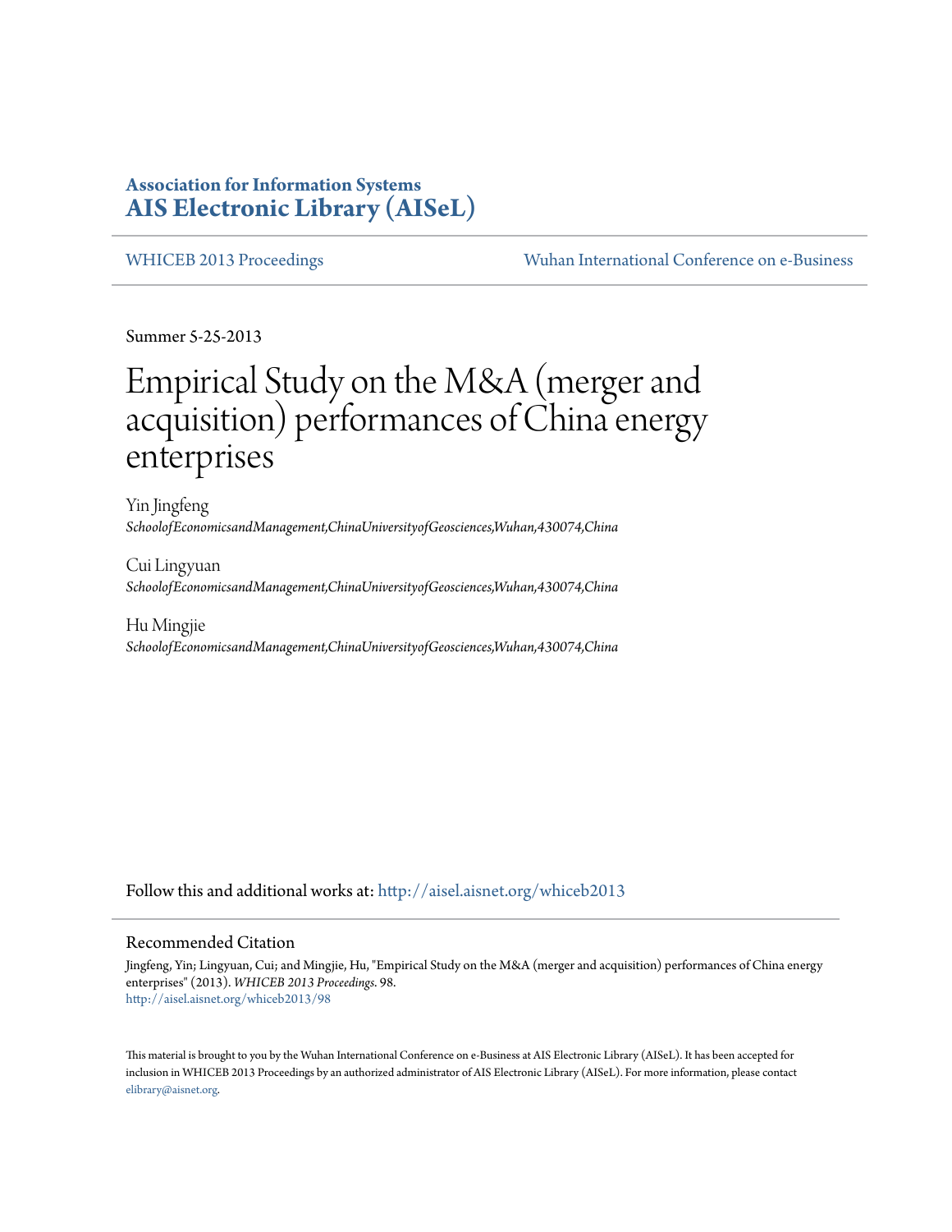**Association for Information Systems**
**AIS Electronic Library (AISeL)**

WHICEB 2013 Proceedings | Wuhan International Conference on e-Business

Summer 5-25-2013

# Empirical Study on the M&A (merger and acquisition) performances of China energy enterprises

Yin Jingfeng
*SchoolofEconomicsandManagement,ChinaUniversityofGeosciences,Wuhan,430074,China*

Cui Lingyuan
*SchoolofEconomicsandManagement,ChinaUniversityofGeosciences,Wuhan,430074,China*

Hu Mingjie
*SchoolofEconomicsandManagement,ChinaUniversityofGeosciences,Wuhan,430074,China*

Follow this and additional works at: http://aisel.aisnet.org/whiceb2013

## Recommended Citation

Jingfeng, Yin; Lingyuan, Cui; and Mingjie, Hu, "Empirical Study on the M&A (merger and acquisition) performances of China energy enterprises" (2013). *WHICEB 2013 Proceedings*. 98.
http://aisel.aisnet.org/whiceb2013/98

This material is brought to you by the Wuhan International Conference on e-Business at AIS Electronic Library (AISeL). It has been accepted for inclusion in WHICEB 2013 Proceedings by an authorized administrator of AIS Electronic Library (AISeL). For more information, please contact elibrary@aisnet.org.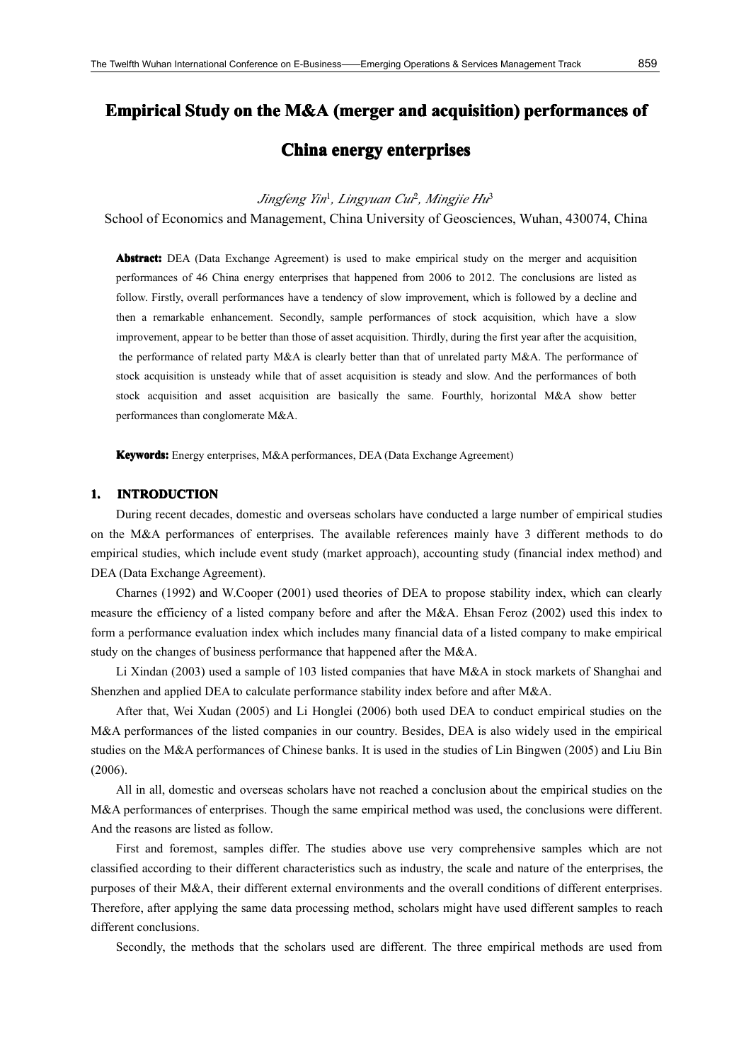# Empirical Study on the M&A (merger and acquisition) performances of China energy enterprises

*Jingfeng Yin*[1]*, Lingyuan Cui*[2]*, Mingjie Hu*[3]

School of Economics and Management, China University of Geosciences, Wuhan, 430074, China

**Abstract:** DEA (Data Exchange Agreement) is used to make empirical study on the merger and acquisition performances of 46 China energy enterprises that happened from 2006 to 2012. The conclusions are listed as follow. Firstly, overall performances have a tendency of slow improvement, which is followed by a decline and then a remarkable enhancement. Secondly, sample performances of stock acquisition, which have a slow improvement, appear to be better than those of asset acquisition. Thirdly, during the first year after the acquisition, the performance of related party M&A is clearly better than that of unrelated party M&A. The performance of stock acquisition is unsteady while that of asset acquisition is steady and slow. And the performances of both stock acquisition and asset acquisition are basically the same. Fourthly, horizontal M&A show better performances than conglomerate M&A.

**Keywords:** Energy enterprises, M&A performances, DEA (Data Exchange Agreement)

## 1. INTRODUCTION

During recent decades, domestic and overseas scholars have conducted a large number of empirical studies on the M&A performances of enterprises. The available references mainly have 3 different methods to do empirical studies, which include event study (market approach), accounting study (financial index method) and DEA (Data Exchange Agreement).

Charnes (1992) and W.Cooper (2001) used theories of DEA to propose stability index, which can clearly measure the efficiency of a listed company before and after the M&A. Ehsan Feroz (2002) used this index to form a performance evaluation index which includes many financial data of a listed company to make empirical study on the changes of business performance that happened after the M&A.

Li Xindan (2003) used a sample of 103 listed companies that have M&A in stock markets of Shanghai and Shenzhen and applied DEA to calculate performance stability index before and after M&A.

After that, Wei Xudan (2005) and Li Honglei (2006) both used DEA to conduct empirical studies on the M&A performances of the listed companies in our country. Besides, DEA is also widely used in the empirical studies on the M&A performances of Chinese banks. It is used in the studies of Lin Bingwen (2005) and Liu Bin (2006).

All in all, domestic and overseas scholars have not reached a conclusion about the empirical studies on the M&A performances of enterprises. Though the same empirical method was used, the conclusions were different. And the reasons are listed as follow.

First and foremost, samples differ. The studies above use very comprehensive samples which are not classified according to their different characteristics such as industry, the scale and nature of the enterprises, the purposes of their M&A, their different external environments and the overall conditions of different enterprises. Therefore, after applying the same data processing method, scholars might have used different samples to reach different conclusions.

Secondly, the methods that the scholars used are different. The three empirical methods are used from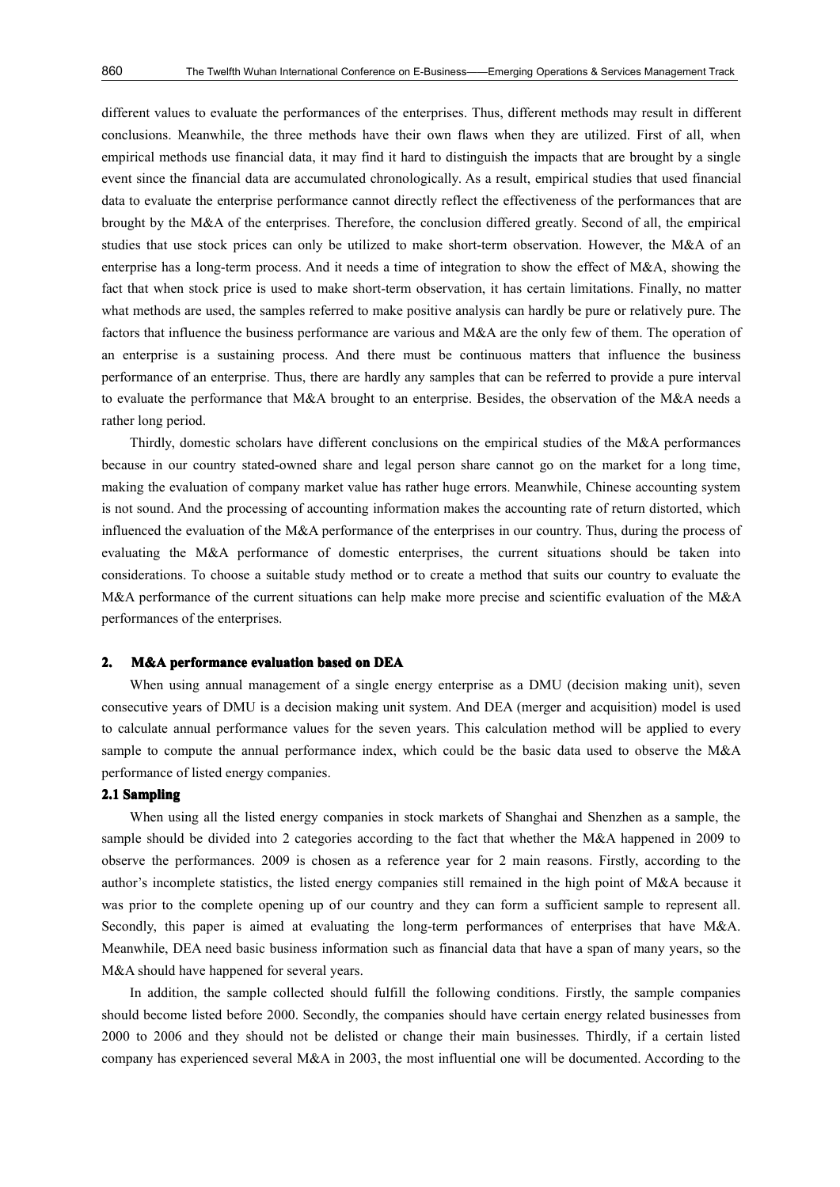different values to evaluate the performances of the enterprises. Thus, different methods may result in different conclusions. Meanwhile, the three methods have their own flaws when they are utilized. First of all, when empirical methods use financial data, it may find it hard to distinguish the impacts that are brought by a single event since the financial data are accumulated chronologically. As a result, empirical studies that used financial data to evaluate the enterprise performance cannot directly reflect the effectiveness of the performances that are brought by the M&A of the enterprises. Therefore, the conclusion differed greatly. Second of all, the empirical studies that use stock prices can only be utilized to make short-term observation. However, the M&A of an enterprise has a long-term process. And it needs a time of integration to show the effect of M&A, showing the fact that when stock price is used to make short-term observation, it has certain limitations. Finally, no matter what methods are used, the samples referred to make positive analysis can hardly be pure or relatively pure. The factors that influence the business performance are various and M&A are the only few of them. The operation of an enterprise is a sustaining process. And there must be continuous matters that influence the business performance of an enterprise. Thus, there are hardly any samples that can be referred to provide a pure interval to evaluate the performance that M&A brought to an enterprise. Besides, the observation of the M&A needs a rather long period.

Thirdly, domestic scholars have different conclusions on the empirical studies of the M&A performances because in our country stated-owned share and legal person share cannot go on the market for a long time, making the evaluation of company market value has rather huge errors. Meanwhile, Chinese accounting system is not sound. And the processing of accounting information makes the accounting rate of return distorted, which influenced the evaluation of the M&A performance of the enterprises in our country. Thus, during the process of evaluating the M&A performance of domestic enterprises, the current situations should be taken into considerations. To choose a suitable study method or to create a method that suits our country to evaluate the M&A performance of the current situations can help make more precise and scientific evaluation of the M&A performances of the enterprises.

## 2. M&A performance evaluation based on DEA

When using annual management of a single energy enterprise as a DMU (decision making unit), seven consecutive years of DMU is a decision making unit system. And DEA (merger and acquisition) model is used to calculate annual performance values for the seven years. This calculation method will be applied to every sample to compute the annual performance index, which could be the basic data used to observe the M&A performance of listed energy companies.

### 2.1 Sampling

When using all the listed energy companies in stock markets of Shanghai and Shenzhen as a sample, the sample should be divided into 2 categories according to the fact that whether the M&A happened in 2009 to observe the performances. 2009 is chosen as a reference year for 2 main reasons. Firstly, according to the author's incomplete statistics, the listed energy companies still remained in the high point of M&A because it was prior to the complete opening up of our country and they can form a sufficient sample to represent all. Secondly, this paper is aimed at evaluating the long-term performances of enterprises that have M&A. Meanwhile, DEA need basic business information such as financial data that have a span of many years, so the M&A should have happened for several years.

In addition, the sample collected should fulfill the following conditions. Firstly, the sample companies should become listed before 2000. Secondly, the companies should have certain energy related businesses from 2000 to 2006 and they should not be delisted or change their main businesses. Thirdly, if a certain listed company has experienced several M&A in 2003, the most influential one will be documented. According to the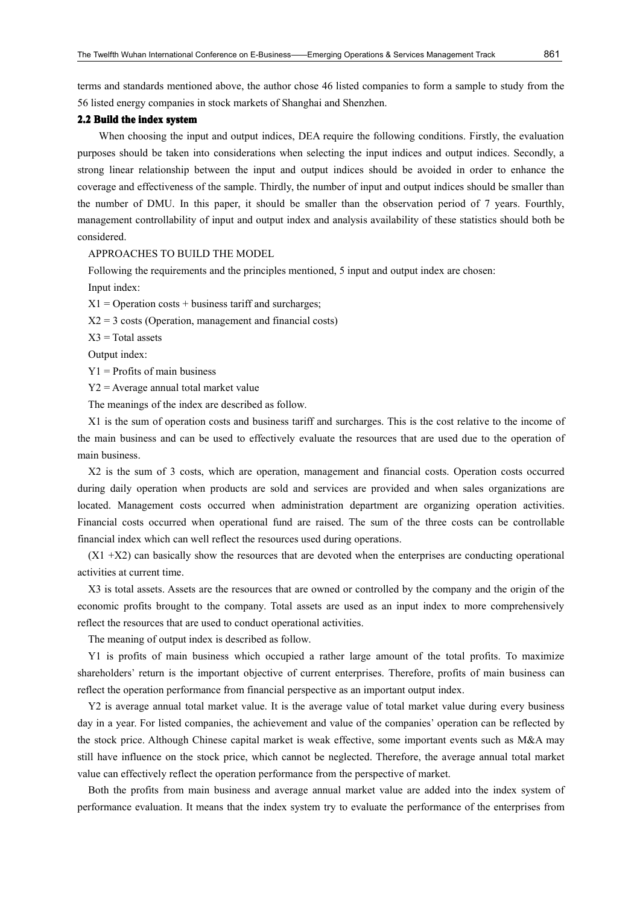terms and standards mentioned above, the author chose 46 listed companies to form a sample to study from the 56 listed energy companies in stock markets of Shanghai and Shenzhen.

## 2.2 Build the index system

When choosing the input and output indices, DEA require the following conditions. Firstly, the evaluation purposes should be taken into considerations when selecting the input indices and output indices. Secondly, a strong linear relationship between the input and output indices should be avoided in order to enhance the coverage and effectiveness of the sample. Thirdly, the number of input and output indices should be smaller than the number of DMU. In this paper, it should be smaller than the observation period of 7 years. Fourthly, management controllability of input and output index and analysis availability of these statistics should both be considered.

APPROACHES TO BUILD THE MODEL

Following the requirements and the principles mentioned, 5 input and output index are chosen:

Input index:

$X1$ = Operation costs + business tariff and surcharges;

$X2$ = 3 costs (Operation, management and financial costs)

$X3$ = Total assets

Output index:

$Y1$ = Profits of main business

$Y2$ = Average annual total market value

The meanings of the index are described as follow.

X1 is the sum of operation costs and business tariff and surcharges. This is the cost relative to the income of the main business and can be used to effectively evaluate the resources that are used due to the operation of main business.

X2 is the sum of 3 costs, which are operation, management and financial costs. Operation costs occurred during daily operation when products are sold and services are provided and when sales organizations are located. Management costs occurred when administration department are organizing operation activities. Financial costs occurred when operational fund are raised. The sum of the three costs can be controllable financial index which can well reflect the resources used during operations.

$(X1 + X2)$ can basically show the resources that are devoted when the enterprises are conducting operational activities at current time.

X3 is total assets. Assets are the resources that are owned or controlled by the company and the origin of the economic profits brought to the company. Total assets are used as an input index to more comprehensively reflect the resources that are used to conduct operational activities.

The meaning of output index is described as follow.

Y1 is profits of main business which occupied a rather large amount of the total profits. To maximize shareholders' return is the important objective of current enterprises. Therefore, profits of main business can reflect the operation performance from financial perspective as an important output index.

Y2 is average annual total market value. It is the average value of total market value during every business day in a year. For listed companies, the achievement and value of the companies' operation can be reflected by the stock price. Although Chinese capital market is weak effective, some important events such as M&A may still have influence on the stock price, which cannot be neglected. Therefore, the average annual total market value can effectively reflect the operation performance from the perspective of market.

Both the profits from main business and average annual market value are added into the index system of performance evaluation. It means that the index system try to evaluate the performance of the enterprises from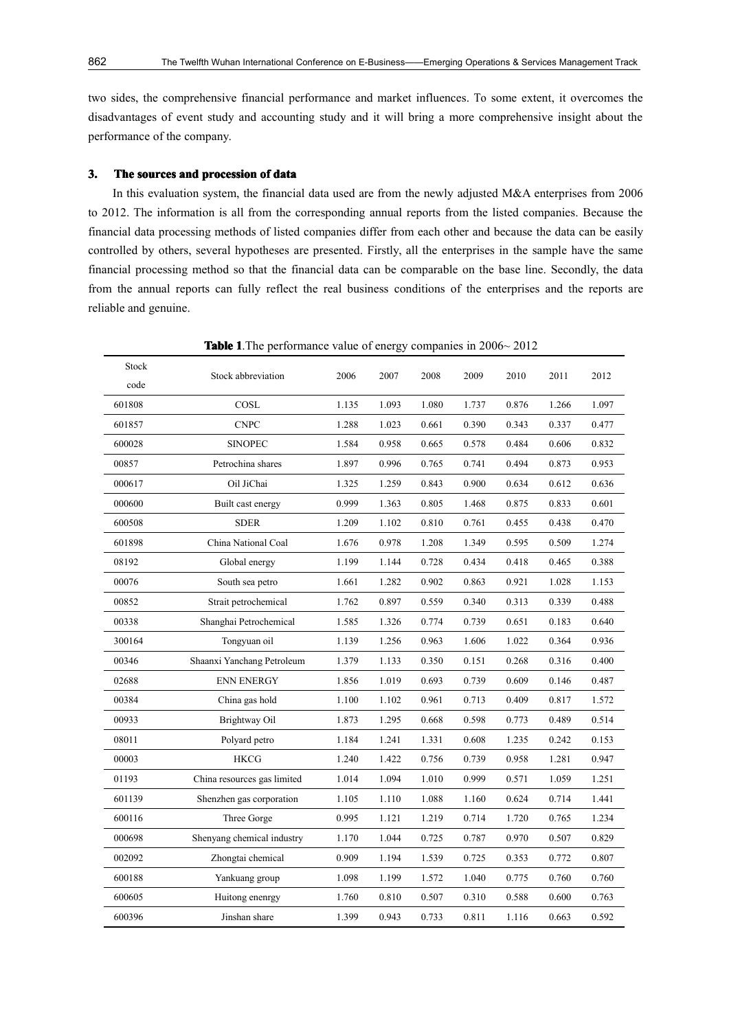two sides, the comprehensive financial performance and market influences. To some extent, it overcomes the disadvantages of event study and accounting study and it will bring a more comprehensive insight about the performance of the company.

## 3. The sources and procession of data

In this evaluation system, the financial data used are from the newly adjusted M&A enterprises from 2006 to 2012. The information is all from the corresponding annual reports from the listed companies. Because the financial data processing methods of listed companies differ from each other and because the data can be easily controlled by others, several hypotheses are presented. Firstly, all the enterprises in the sample have the same financial processing method so that the financial data can be comparable on the base line. Secondly, the data from the annual reports can fully reflect the real business conditions of the enterprises and the reports are reliable and genuine.

**Table 1**.The performance value of energy companies in 2006~ 2012

| Stock code | Stock abbreviation | 2006 | 2007 | 2008 | 2009 | 2010 | 2011 | 2012 |
|---|---|---|---|---|---|---|---|---|
| 601808 | COSL | 1.135 | 1.093 | 1.080 | 1.737 | 0.876 | 1.266 | 1.097 |
| 601857 | CNPC | 1.288 | 1.023 | 0.661 | 0.390 | 0.343 | 0.337 | 0.477 |
| 600028 | SINOPEC | 1.584 | 0.958 | 0.665 | 0.578 | 0.484 | 0.606 | 0.832 |
| 00857 | Petrochina shares | 1.897 | 0.996 | 0.765 | 0.741 | 0.494 | 0.873 | 0.953 |
| 000617 | Oil JiChai | 1.325 | 1.259 | 0.843 | 0.900 | 0.634 | 0.612 | 0.636 |
| 000600 | Built cast energy | 0.999 | 1.363 | 0.805 | 1.468 | 0.875 | 0.833 | 0.601 |
| 600508 | SDER | 1.209 | 1.102 | 0.810 | 0.761 | 0.455 | 0.438 | 0.470 |
| 601898 | China National Coal | 1.676 | 0.978 | 1.208 | 1.349 | 0.595 | 0.509 | 1.274 |
| 08192 | Global energy | 1.199 | 1.144 | 0.728 | 0.434 | 0.418 | 0.465 | 0.388 |
| 00076 | South sea petro | 1.661 | 1.282 | 0.902 | 0.863 | 0.921 | 1.028 | 1.153 |
| 00852 | Strait petrochemical | 1.762 | 0.897 | 0.559 | 0.340 | 0.313 | 0.339 | 0.488 |
| 00338 | Shanghai Petrochemical | 1.585 | 1.326 | 0.774 | 0.739 | 0.651 | 0.183 | 0.640 |
| 300164 | Tongyuan oil | 1.139 | 1.256 | 0.963 | 1.606 | 1.022 | 0.364 | 0.936 |
| 00346 | Shaanxi Yanchang Petroleum | 1.379 | 1.133 | 0.350 | 0.151 | 0.268 | 0.316 | 0.400 |
| 02688 | ENN ENERGY | 1.856 | 1.019 | 0.693 | 0.739 | 0.609 | 0.146 | 0.487 |
| 00384 | China gas hold | 1.100 | 1.102 | 0.961 | 0.713 | 0.409 | 0.817 | 1.572 |
| 00933 | Brightway Oil | 1.873 | 1.295 | 0.668 | 0.598 | 0.773 | 0.489 | 0.514 |
| 08011 | Polyard petro | 1.184 | 1.241 | 1.331 | 0.608 | 1.235 | 0.242 | 0.153 |
| 00003 | HKCG | 1.240 | 1.422 | 0.756 | 0.739 | 0.958 | 1.281 | 0.947 |
| 01193 | China resources gas limited | 1.014 | 1.094 | 1.010 | 0.999 | 0.571 | 1.059 | 1.251 |
| 601139 | Shenzhen gas corporation | 1.105 | 1.110 | 1.088 | 1.160 | 0.624 | 0.714 | 1.441 |
| 600116 | Three Gorge | 0.995 | 1.121 | 1.219 | 0.714 | 1.720 | 0.765 | 1.234 |
| 000698 | Shenyang chemical industry | 1.170 | 1.044 | 0.725 | 0.787 | 0.970 | 0.507 | 0.829 |
| 002092 | Zhongtai chemical | 0.909 | 1.194 | 1.539 | 0.725 | 0.353 | 0.772 | 0.807 |
| 600188 | Yankuang group | 1.098 | 1.199 | 1.572 | 1.040 | 0.775 | 0.760 | 0.760 |
| 600605 | Huitong enenrgy | 1.760 | 0.810 | 0.507 | 0.310 | 0.588 | 0.600 | 0.763 |
| 600396 | Jinshan share | 1.399 | 0.943 | 0.733 | 0.811 | 1.116 | 0.663 | 0.592 |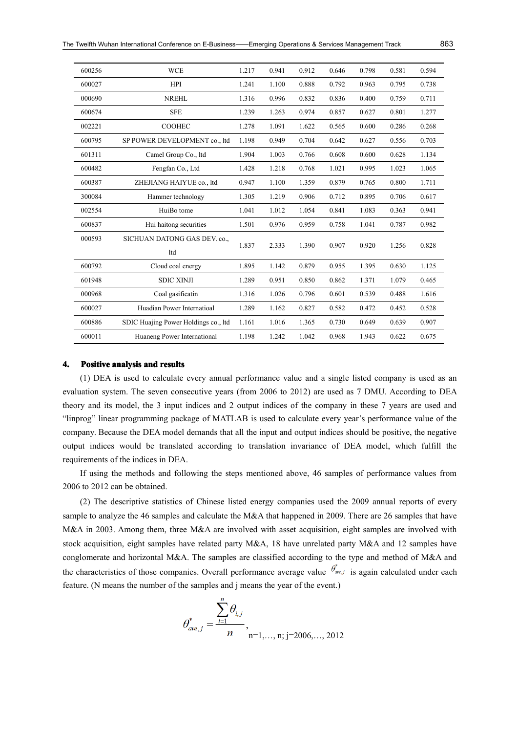| 600256 | WCE | 1.217 | 0.941 | 0.912 | 0.646 | 0.798 | 0.581 | 0.594 |
|---|---|---|---|---|---|---|---|---|
| 600027 | HPI | 1.241 | 1.100 | 0.888 | 0.792 | 0.963 | 0.795 | 0.738 |
| 000690 | NREHL | 1.316 | 0.996 | 0.832 | 0.836 | 0.400 | 0.759 | 0.711 |
| 600674 | SFE | 1.239 | 1.263 | 0.974 | 0.857 | 0.627 | 0.801 | 1.277 |
| 002221 | COOHEC | 1.278 | 1.091 | 1.622 | 0.565 | 0.600 | 0.286 | 0.268 |
| 600795 | SP POWER DEVELOPMENT co., ltd | 1.198 | 0.949 | 0.704 | 0.642 | 0.627 | 0.556 | 0.703 |
| 601311 | Camel Group Co., ltd | 1.904 | 1.003 | 0.766 | 0.608 | 0.600 | 0.628 | 1.134 |
| 600482 | Fengfan Co., Ltd | 1.428 | 1.218 | 0.768 | 1.021 | 0.995 | 1.023 | 1.065 |
| 600387 | ZHEJIANG HAIYUE co., ltd | 0.947 | 1.100 | 1.359 | 0.879 | 0.765 | 0.800 | 1.711 |
| 300084 | Hammer technology | 1.305 | 1.219 | 0.906 | 0.712 | 0.895 | 0.706 | 0.617 |
| 002554 | HuiBo tome | 1.041 | 1.012 | 1.054 | 0.841 | 1.083 | 0.363 | 0.941 |
| 600837 | Hui haitong securities | 1.501 | 0.976 | 0.959 | 0.758 | 1.041 | 0.787 | 0.982 |
| 000593 | SICHUAN DATONG GAS DEV. co., ltd | 1.837 | 2.333 | 1.390 | 0.907 | 0.920 | 1.256 | 0.828 |
| 600792 | Cloud coal energy | 1.895 | 1.142 | 0.879 | 0.955 | 1.395 | 0.630 | 1.125 |
| 601948 | SDIC XINJI | 1.289 | 0.951 | 0.850 | 0.862 | 1.371 | 1.079 | 0.465 |
| 000968 | Coal gasificatin | 1.316 | 1.026 | 0.796 | 0.601 | 0.539 | 0.488 | 1.616 |
| 600027 | Huadian Power Internatioal | 1.289 | 1.162 | 0.827 | 0.582 | 0.472 | 0.452 | 0.528 |
| 600886 | SDIC Huajing Power Holdings co., ltd | 1.161 | 1.016 | 1.365 | 0.730 | 0.649 | 0.639 | 0.907 |
| 600011 | Huaneng Power International | 1.198 | 1.242 | 1.042 | 0.968 | 1.943 | 0.622 | 0.675 |

## 4. Positive analysis and results

(1) DEA is used to calculate every annual performance value and a single listed company is used as an evaluation system. The seven consecutive years (from 2006 to 2012) are used as 7 DMU. According to DEA theory and its model, the 3 input indices and 2 output indices of the company in these 7 years are used and "linprog" linear programming package of MATLAB is used to calculate every year's performance value of the company. Because the DEA model demands that all the input and output indices should be positive, the negative output indices would be translated according to translation invariance of DEA model, which fulfill the requirements of the indices in DEA.

If using the methods and following the steps mentioned above, 46 samples of performance values from 2006 to 2012 can be obtained.

(2) The descriptive statistics of Chinese listed energy companies used the 2009 annual reports of every sample to analyze the 46 samples and calculate the M&A that happened in 2009. There are 26 samples that have M&A in 2003. Among them, three M&A are involved with asset acquisition, eight samples are involved with stock acquisition, eight samples have related party M&A, 18 have unrelated party M&A and 12 samples have conglomerate and horizontal M&A. The samples are classified according to the type and method of M&A and the characteristics of those companies. Overall performance average value $\theta^*_{ave,j}$ is again calculated under each feature. (N means the number of the samples and j means the year of the event.)

$$\theta^*_{ave,j} = \frac{\sum_{i=1}^{n} \theta_{i,j}}{n}, \quad n=1,\ldots,n;\ j=2006,\ldots,2012$$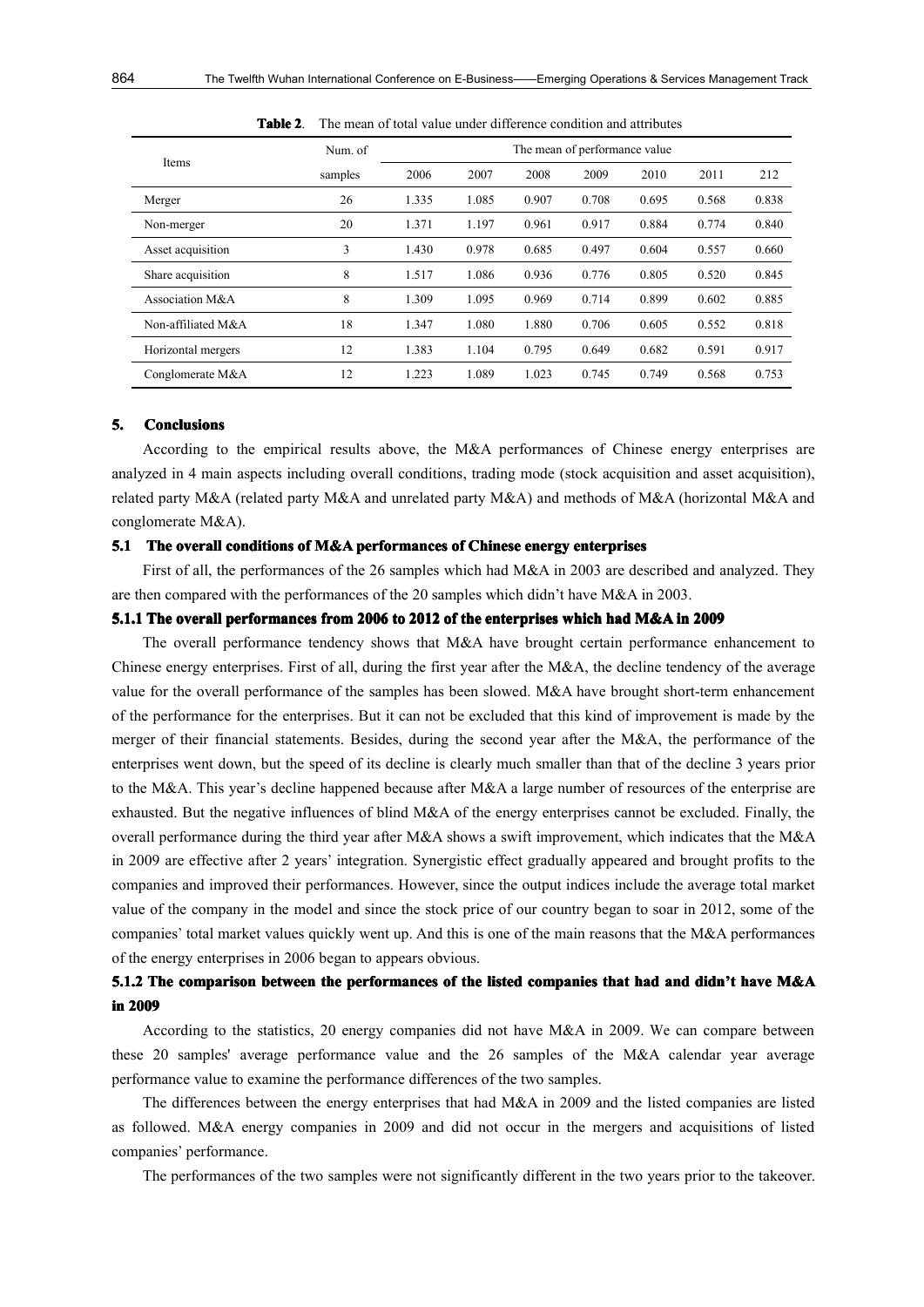**Table 2**. The mean of total value under difference condition and attributes

| Items | Num. of samples | The mean of performance value | | | | | | |
|---|---|---|---|---|---|---|---|---|
| | | 2006 | 2007 | 2008 | 2009 | 2010 | 2011 | 212 |
| Merger | 26 | 1.335 | 1.085 | 0.907 | 0.708 | 0.695 | 0.568 | 0.838 |
| Non-merger | 20 | 1.371 | 1.197 | 0.961 | 0.917 | 0.884 | 0.774 | 0.840 |
| Asset acquisition | 3 | 1.430 | 0.978 | 0.685 | 0.497 | 0.604 | 0.557 | 0.660 |
| Share acquisition | 8 | 1.517 | 1.086 | 0.936 | 0.776 | 0.805 | 0.520 | 0.845 |
| Association M&A | 8 | 1.309 | 1.095 | 0.969 | 0.714 | 0.899 | 0.602 | 0.885 |
| Non-affiliated M&A | 18 | 1.347 | 1.080 | 1.880 | 0.706 | 0.605 | 0.552 | 0.818 |
| Horizontal mergers | 12 | 1.383 | 1.104 | 0.795 | 0.649 | 0.682 | 0.591 | 0.917 |
| Conglomerate M&A | 12 | 1.223 | 1.089 | 1.023 | 0.745 | 0.749 | 0.568 | 0.753 |

## 5. Conclusions

According to the empirical results above, the M&A performances of Chinese energy enterprises are analyzed in 4 main aspects including overall conditions, trading mode (stock acquisition and asset acquisition), related party M&A (related party M&A and unrelated party M&A) and methods of M&A (horizontal M&A and conglomerate M&A).

### 5.1 The overall conditions of M&A performances of Chinese energy enterprises

First of all, the performances of the 26 samples which had M&A in 2003 are described and analyzed. They are then compared with the performances of the 20 samples which didn't have M&A in 2003.

#### 5.1.1 The overall performances from 2006 to 2012 of the enterprises which had M&A in 2009

The overall performance tendency shows that M&A have brought certain performance enhancement to Chinese energy enterprises. First of all, during the first year after the M&A, the decline tendency of the average value for the overall performance of the samples has been slowed. M&A have brought short-term enhancement of the performance for the enterprises. But it can not be excluded that this kind of improvement is made by the merger of their financial statements. Besides, during the second year after the M&A, the performance of the enterprises went down, but the speed of its decline is clearly much smaller than that of the decline 3 years prior to the M&A. This year's decline happened because after M&A a large number of resources of the enterprise are exhausted. But the negative influences of blind M&A of the energy enterprises cannot be excluded. Finally, the overall performance during the third year after M&A shows a swift improvement, which indicates that the M&A in 2009 are effective after 2 years' integration. Synergistic effect gradually appeared and brought profits to the companies and improved their performances. However, since the output indices include the average total market value of the company in the model and since the stock price of our country began to soar in 2012, some of the companies' total market values quickly went up. And this is one of the main reasons that the M&A performances of the energy enterprises in 2006 began to appears obvious.

#### 5.1.2 The comparison between the performances of the listed companies that had and didn't have M&A in 2009

According to the statistics, 20 energy companies did not have M&A in 2009. We can compare between these 20 samples' average performance value and the 26 samples of the M&A calendar year average performance value to examine the performance differences of the two samples.

The differences between the energy enterprises that had M&A in 2009 and the listed companies are listed as followed. M&A energy companies in 2009 and did not occur in the mergers and acquisitions of listed companies' performance.

The performances of the two samples were not significantly different in the two years prior to the takeover.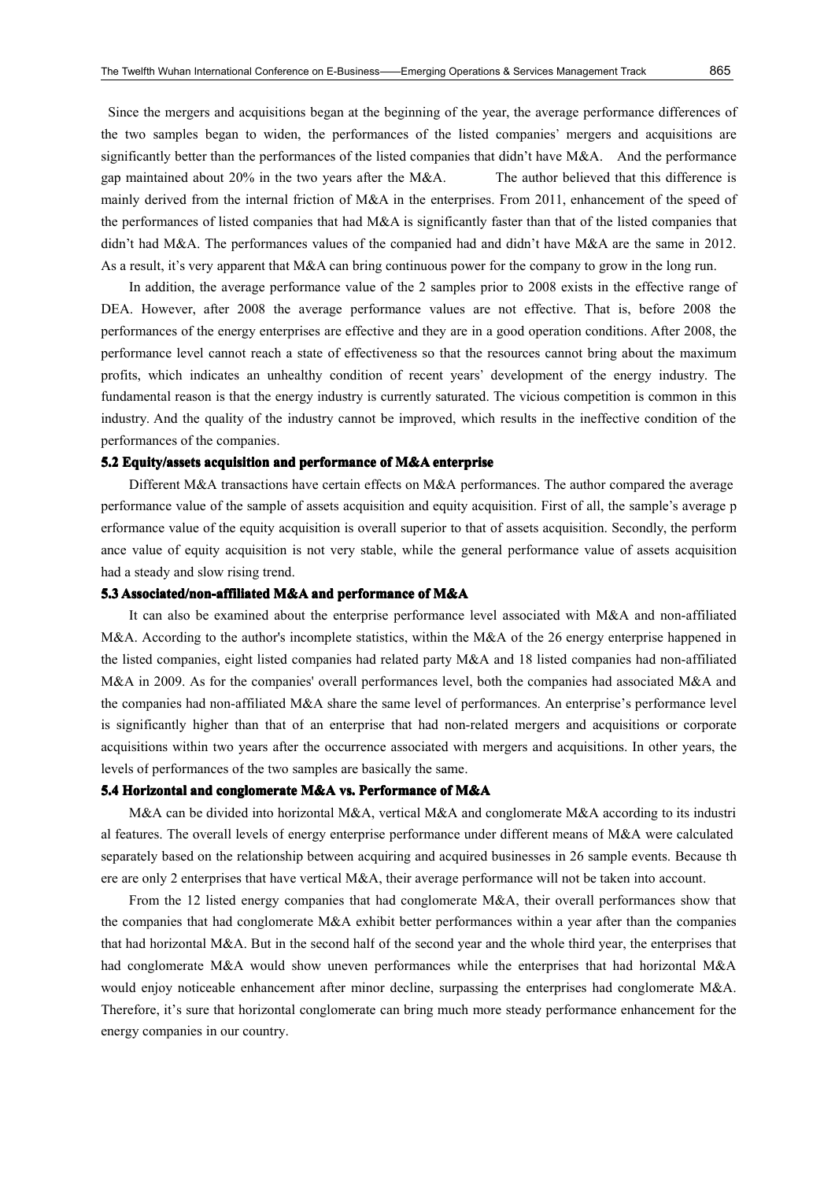Since the mergers and acquisitions began at the beginning of the year, the average performance differences of the two samples began to widen, the performances of the listed companies' mergers and acquisitions are significantly better than the performances of the listed companies that didn't have M&A. And the performance gap maintained about 20% in the two years after the M&A. The author believed that this difference is mainly derived from the internal friction of M&A in the enterprises. From 2011, enhancement of the speed of the performances of listed companies that had M&A is significantly faster than that of the listed companies that didn't had M&A. The performances values of the companied had and didn't have M&A are the same in 2012. As a result, it's very apparent that M&A can bring continuous power for the company to grow in the long run.

In addition, the average performance value of the 2 samples prior to 2008 exists in the effective range of DEA. However, after 2008 the average performance values are not effective. That is, before 2008 the performances of the energy enterprises are effective and they are in a good operation conditions. After 2008, the performance level cannot reach a state of effectiveness so that the resources cannot bring about the maximum profits, which indicates an unhealthy condition of recent years' development of the energy industry. The fundamental reason is that the energy industry is currently saturated. The vicious competition is common in this industry. And the quality of the industry cannot be improved, which results in the ineffective condition of the performances of the companies.

### 5.2 Equity/assets acquisition and performance of M&A enterprise

Different M&A transactions have certain effects on M&A performances. The author compared the average performance value of the sample of assets acquisition and equity acquisition. First of all, the sample's average p erformance value of the equity acquisition is overall superior to that of assets acquisition. Secondly, the perform ance value of equity acquisition is not very stable, while the general performance value of assets acquisition had a steady and slow rising trend.

### 5.3 Associated/non-affiliated M&A and performance of M&A

It can also be examined about the enterprise performance level associated with M&A and non-affiliated M&A. According to the author's incomplete statistics, within the M&A of the 26 energy enterprise happened in the listed companies, eight listed companies had related party M&A and 18 listed companies had non-affiliated M&A in 2009. As for the companies' overall performances level, both the companies had associated M&A and the companies had non-affiliated M&A share the same level of performances. An enterprise's performance level is significantly higher than that of an enterprise that had non-related mergers and acquisitions or corporate acquisitions within two years after the occurrence associated with mergers and acquisitions. In other years, the levels of performances of the two samples are basically the same.

### 5.4 Horizontal and conglomerate M&A vs. Performance of M&A

M&A can be divided into horizontal M&A, vertical M&A and conglomerate M&A according to its industri al features. The overall levels of energy enterprise performance under different means of M&A were calculated separately based on the relationship between acquiring and acquired businesses in 26 sample events. Because th ere are only 2 enterprises that have vertical M&A, their average performance will not be taken into account.

From the 12 listed energy companies that had conglomerate M&A, their overall performances show that the companies that had conglomerate M&A exhibit better performances within a year after than the companies that had horizontal M&A. But in the second half of the second year and the whole third year, the enterprises that had conglomerate M&A would show uneven performances while the enterprises that had horizontal M&A would enjoy noticeable enhancement after minor decline, surpassing the enterprises had conglomerate M&A. Therefore, it's sure that horizontal conglomerate can bring much more steady performance enhancement for the energy companies in our country.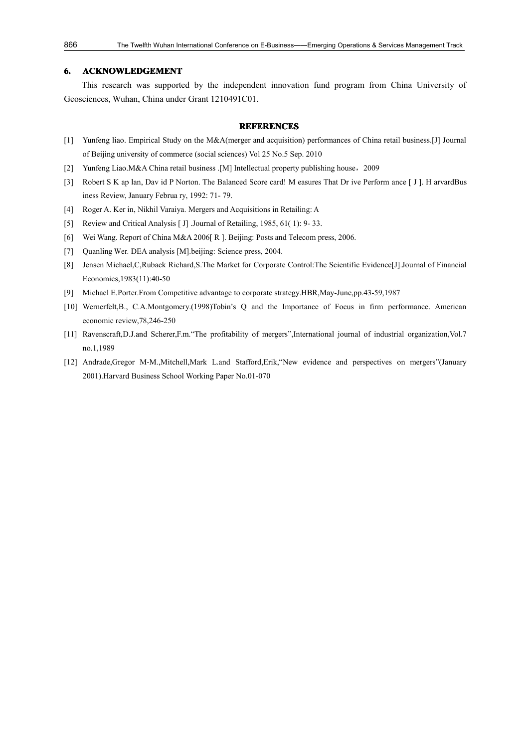## 6. ACKNOWLEDGEMENT

This research was supported by the independent innovation fund program from China University of Geosciences, Wuhan, China under Grant 1210491C01.

## REFERENCES

[1] Yunfeng liao. Empirical Study on the M&A(merger and acquisition) performances of China retail business.[J] Journal of Beijing university of commerce (social sciences) Vol 25 No.5 Sep. 2010

[2] Yunfeng Liao.M&A China retail business .[M] Intellectual property publishing house，2009

[3] Robert S K ap lan, Dav id P Norton. The Balanced Score card! M easures That Dr ive Perform ance [ J ]. H arvardBus iness Review, January Februa ry, 1992: 71- 79.

[4] Roger A. Ker in, Nikhil Varaiya. Mergers and Acquisitions in Retailing: A

[5] Review and Critical Analysis [ J] .Journal of Retailing, 1985, 61( 1): 9- 33.

[6] Wei Wang. Report of China M&A 2006[ R ]. Beijing: Posts and Telecom press, 2006.

[7] Quanling Wer. DEA analysis [M].beijing: Science press, 2004.

[8] Jensen Michael,C,Ruback Richard,S.The Market for Corporate Control:The Scientific Evidence[J].Journal of Financial Economics,1983(11):40-50

[9] Michael E.Porter.From Competitive advantage to corporate strategy.HBR,May-June,pp.43-59,1987

[10] Wernerfelt,B., C.A.Montgomery.(1998)Tobin's Q and the Importance of Focus in firm performance. American economic review,78,246-250

[11] Ravenscraft,D.J.and Scherer,F.m."The profitability of mergers",International journal of industrial organization,Vol.7 no.1,1989

[12] Andrade,Gregor M-M.,Mitchell,Mark L.and Stafford,Erik,"New evidence and perspectives on mergers"(January 2001).Harvard Business School Working Paper No.01-070